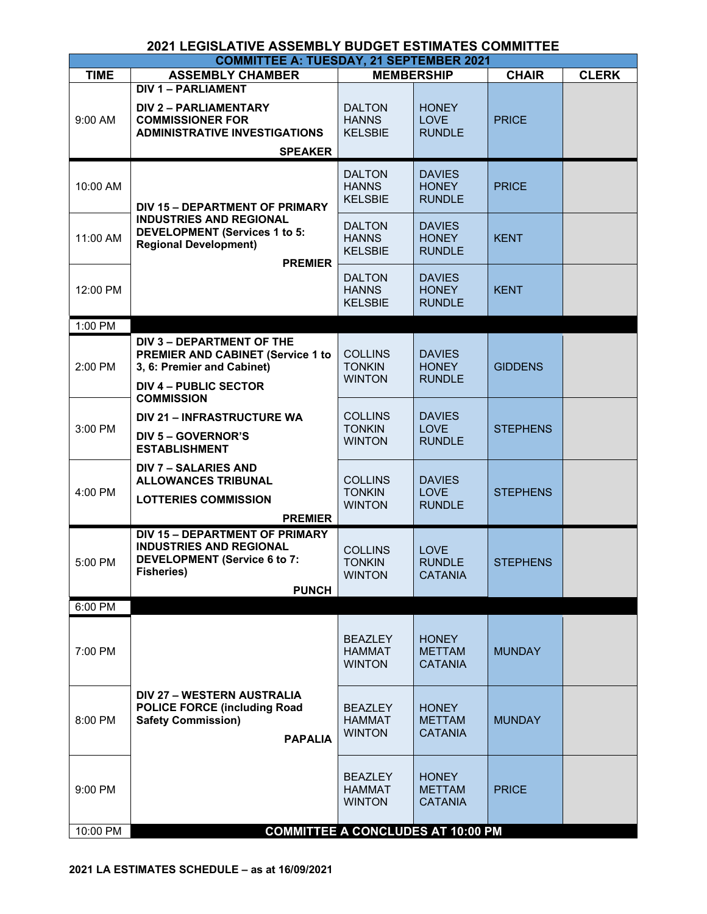# 2021 LEGISLATIVE ASSEMBLY BUDGET ESTIMATES COMMITTEE

## COMMITTEE A: TUESDAY, 21 SEPTEMBER 2021

| TIME | ASSEMBLY CHAMBER | MEMBERSHIP | | CHAIR | CLERK |
|---|---|---|---|---|---|
| 9:00 AM | **DIV 1 – PARLIAMENT**<br>**DIV 2 – PARLIAMENTARY COMMISSIONER FOR ADMINISTRATIVE INVESTIGATIONS**<br>**SPEAKER** | DALTON<br>HANNS<br>KELSBIE | HONEY<br>LOVE<br>RUNDLE | PRICE | |
| 10:00 AM | **DIV 15 – DEPARTMENT OF PRIMARY INDUSTRIES AND REGIONAL DEVELOPMENT (Services 1 to 5: Regional Development)**<br>**PREMIER** | DALTON<br>HANNS<br>KELSBIE | DAVIES<br>HONEY<br>RUNDLE | PRICE | |
| 11:00 AM | | DALTON<br>HANNS<br>KELSBIE | DAVIES<br>HONEY<br>RUNDLE | KENT | |
| 12:00 PM | | DALTON<br>HANNS<br>KELSBIE | DAVIES<br>HONEY<br>RUNDLE | KENT | |
| 1:00 PM | | | | | |
| 2:00 PM | **DIV 3 – DEPARTMENT OF THE PREMIER AND CABINET (Service 1 to 3, 6: Premier and Cabinet)**<br>**DIV 4 – PUBLIC SECTOR COMMISSION**<br>**DIV 21 – INFRASTRUCTURE WA**<br>**DIV 5 – GOVERNOR'S ESTABLISHMENT**<br>**DIV 7 – SALARIES AND ALLOWANCES TRIBUNAL**<br>**LOTTERIES COMMISSION**<br>**PREMIER** | COLLINS<br>TONKIN<br>WINTON | DAVIES<br>HONEY<br>RUNDLE | GIDDENS | |
| 3:00 PM | | COLLINS<br>TONKIN<br>WINTON | DAVIES<br>LOVE<br>RUNDLE | STEPHENS | |
| 4:00 PM | | COLLINS<br>TONKIN<br>WINTON | DAVIES<br>LOVE<br>RUNDLE | STEPHENS | |
| 5:00 PM | **DIV 15 – DEPARTMENT OF PRIMARY INDUSTRIES AND REGIONAL DEVELOPMENT (Service 6 to 7: Fisheries)**<br>**PUNCH** | COLLINS<br>TONKIN<br>WINTON | LOVE<br>RUNDLE<br>CATANIA | STEPHENS | |
| 6:00 PM | | | | | |
| 7:00 PM | **DIV 27 – WESTERN AUSTRALIA POLICE FORCE (including Road Safety Commission)**<br>**PAPALIA** | BEAZLEY<br>HAMMAT<br>WINTON | HONEY<br>METTAM<br>CATANIA | MUNDAY | |
| 8:00 PM | | BEAZLEY<br>HAMMAT<br>WINTON | HONEY<br>METTAM<br>CATANIA | MUNDAY | |
| 9:00 PM | | BEAZLEY<br>HAMMAT<br>WINTON | HONEY<br>METTAM<br>CATANIA | PRICE | |
| 10:00 PM | **COMMITTEE A CONCLUDES AT 10:00 PM** | | | | |

**2021 LA ESTIMATES SCHEDULE – as at 16/09/2021**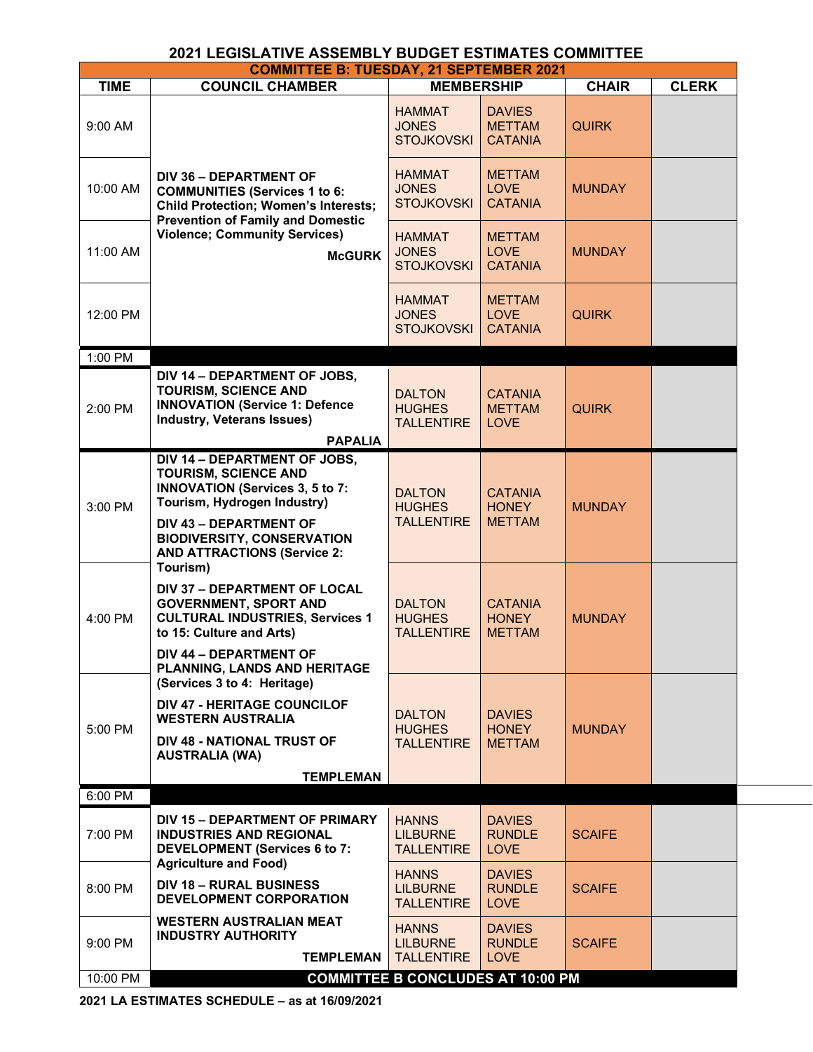# 2021 LEGISLATIVE ASSEMBLY BUDGET ESTIMATES COMMITTEE

## COMMITTEE B: TUESDAY, 21 SEPTEMBER 2021

| TIME | COUNCIL CHAMBER | MEMBERSHIP | | CHAIR | CLERK |
|---|---|---|---|---|---|
| 9:00 AM | **DIV 36 – DEPARTMENT OF COMMUNITIES (Services 1 to 6: Child Protection; Women's Interests; Prevention of Family and Domestic Violence; Community Services)** **McGURK** | HAMMAT JONES STOJKOVSKI | DAVIES METTAM CATANIA | QUIRK | |
| 10:00 AM | | HAMMAT JONES STOJKOVSKI | METTAM LOVE CATANIA | MUNDAY | |
| 11:00 AM | | HAMMAT JONES STOJKOVSKI | METTAM LOVE CATANIA | MUNDAY | |
| 12:00 PM | | HAMMAT JONES STOJKOVSKI | METTAM LOVE CATANIA | QUIRK | |
| 1:00 PM | | | | | |
| 2:00 PM | **DIV 14 – DEPARTMENT OF JOBS, TOURISM, SCIENCE AND INNOVATION (Service 1: Defence Industry, Veterans Issues)** **PAPALIA** | DALTON HUGHES TALLENTIRE | CATANIA METTAM LOVE | QUIRK | |
| 3:00 PM | **DIV 14 – DEPARTMENT OF JOBS, TOURISM, SCIENCE AND INNOVATION (Services 3, 5 to 7: Tourism, Hydrogen Industry)** **DIV 43 – DEPARTMENT OF BIODIVERSITY, CONSERVATION AND ATTRACTIONS (Service 2: Tourism)** **DIV 37 – DEPARTMENT OF LOCAL GOVERNMENT, SPORT AND CULTURAL INDUSTRIES, Services 1 to 15: Culture and Arts)** **DIV 44 – DEPARTMENT OF PLANNING, LANDS AND HERITAGE (Services 3 to 4: Heritage)** **DIV 47 - HERITAGE COUNCILOF WESTERN AUSTRALIA** **DIV 48 - NATIONAL TRUST OF AUSTRALIA (WA)** **TEMPLEMAN** | DALTON HUGHES TALLENTIRE | CATANIA HONEY METTAM | MUNDAY | |
| 4:00 PM | | DALTON HUGHES TALLENTIRE | CATANIA HONEY METTAM | MUNDAY | |
| 5:00 PM | | DALTON HUGHES TALLENTIRE | DAVIES HONEY METTAM | MUNDAY | |
| 6:00 PM | | | | | |
| 7:00 PM | **DIV 15 – DEPARTMENT OF PRIMARY INDUSTRIES AND REGIONAL DEVELOPMENT (Services 6 to 7: Agriculture and Food)** **DIV 18 – RURAL BUSINESS DEVELOPMENT CORPORATION** **WESTERN AUSTRALIAN MEAT INDUSTRY AUTHORITY** **TEMPLEMAN** | HANNS LILBURNE TALLENTIRE | DAVIES RUNDLE LOVE | SCAIFE | |
| 8:00 PM | | HANNS LILBURNE TALLENTIRE | DAVIES RUNDLE LOVE | SCAIFE | |
| 9:00 PM | | HANNS LILBURNE TALLENTIRE | DAVIES RUNDLE LOVE | SCAIFE | |
| 10:00 PM | **COMMITTEE B CONCLUDES AT 10:00 PM** | | | | |

**2021 LA ESTIMATES SCHEDULE – as at 16/09/2021**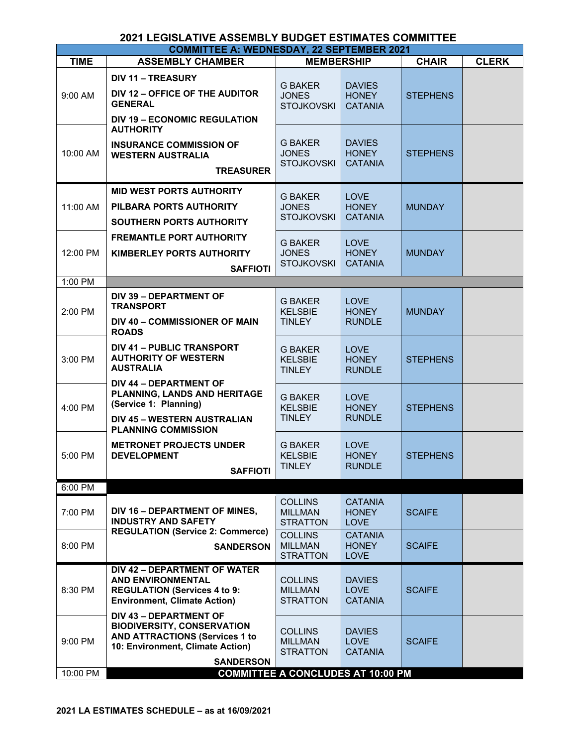# 2021 LEGISLATIVE ASSEMBLY BUDGET ESTIMATES COMMITTEE

| COMMITTEE A: WEDNESDAY, 22 SEPTEMBER 2021 | | | | | |
|---|---|---|---|---|---|
| **TIME** | **ASSEMBLY CHAMBER** | **MEMBERSHIP** | | **CHAIR** | **CLERK** |
| 9:00 AM | **DIV 11 – TREASURY**<br>**DIV 12 – OFFICE OF THE AUDITOR GENERAL**<br>**DIV 19 – ECONOMIC REGULATION AUTHORITY** | G BAKER<br>JONES<br>STOJKOVSKI | DAVIES<br>HONEY<br>CATANIA | STEPHENS | |
| 10:00 AM | **INSURANCE COMMISSION OF WESTERN AUSTRALIA**<br>**TREASURER** | G BAKER<br>JONES<br>STOJKOVSKI | DAVIES<br>HONEY<br>CATANIA | STEPHENS | |
| 11:00 AM | **MID WEST PORTS AUTHORITY**<br>**PILBARA PORTS AUTHORITY**<br>**SOUTHERN PORTS AUTHORITY** | G BAKER<br>JONES<br>STOJKOVSKI | LOVE<br>HONEY<br>CATANIA | MUNDAY | |
| 12:00 PM | **FREMANTLE PORT AUTHORITY**<br>**KIMBERLEY PORTS AUTHORITY**<br>**SAFFIOTI** | G BAKER<br>JONES<br>STOJKOVSKI | LOVE<br>HONEY<br>CATANIA | MUNDAY | |
| 1:00 PM | | | | | |
| 2:00 PM | **DIV 39 – DEPARTMENT OF TRANSPORT**<br>**DIV 40 – COMMISSIONER OF MAIN ROADS** | G BAKER<br>KELSBIE<br>TINLEY | LOVE<br>HONEY<br>RUNDLE | MUNDAY | |
| 3:00 PM | **DIV 41 – PUBLIC TRANSPORT AUTHORITY OF WESTERN AUSTRALIA** | G BAKER<br>KELSBIE<br>TINLEY | LOVE<br>HONEY<br>RUNDLE | STEPHENS | |
| 4:00 PM | **DIV 44 – DEPARTMENT OF PLANNING, LANDS AND HERITAGE (Service 1: Planning)**<br>**DIV 45 – WESTERN AUSTRALIAN PLANNING COMMISSION** | G BAKER<br>KELSBIE<br>TINLEY | LOVE<br>HONEY<br>RUNDLE | STEPHENS | |
| 5:00 PM | **METRONET PROJECTS UNDER DEVELOPMENT**<br>**SAFFIOTI** | G BAKER<br>KELSBIE<br>TINLEY | LOVE<br>HONEY<br>RUNDLE | STEPHENS | |
| 6:00 PM | | | | | |
| 7:00 PM | **DIV 16 – DEPARTMENT OF MINES, INDUSTRY AND SAFETY REGULATION (Service 2: Commerce)** | COLLINS<br>MILLMAN<br>STRATTON | CATANIA<br>HONEY<br>LOVE | SCAIFE | |
| 8:00 PM | **SANDERSON** | COLLINS<br>MILLMAN<br>STRATTON | CATANIA<br>HONEY<br>LOVE | SCAIFE | |
| 8:30 PM | **DIV 42 – DEPARTMENT OF WATER AND ENVIRONMENTAL REGULATION (Services 4 to 9: Environment, Climate Action)** | COLLINS<br>MILLMAN<br>STRATTON | DAVIES<br>LOVE<br>CATANIA | SCAIFE | |
| 9:00 PM | **DIV 43 – DEPARTMENT OF BIODIVERSITY, CONSERVATION AND ATTRACTIONS (Services 1 to 10: Environment, Climate Action)**<br>**SANDERSON** | COLLINS<br>MILLMAN<br>STRATTON | DAVIES<br>LOVE<br>CATANIA | SCAIFE | |
| 10:00 PM | **COMMITTEE A CONCLUDES AT 10:00 PM** | | | | |

**2021 LA ESTIMATES SCHEDULE – as at 16/09/2021**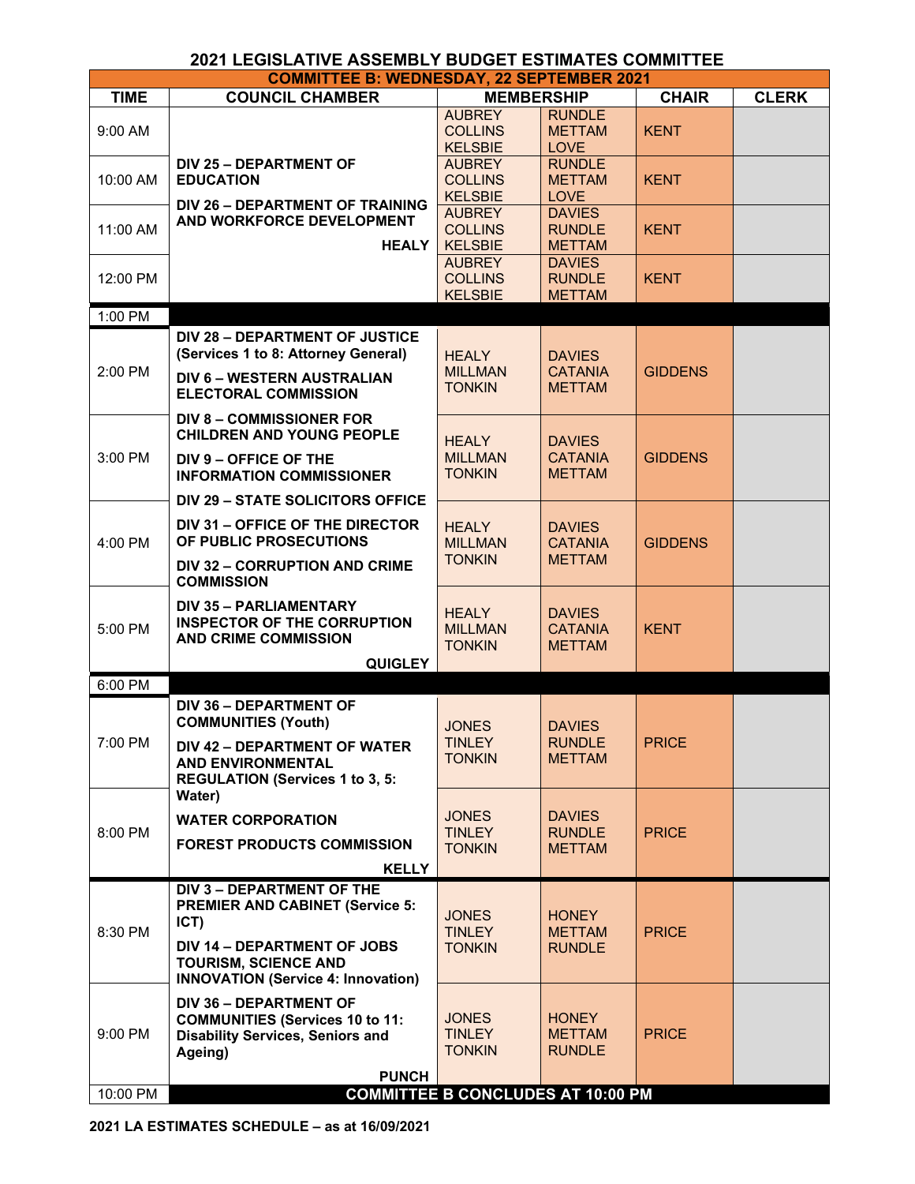# 2021 LEGISLATIVE ASSEMBLY BUDGET ESTIMATES COMMITTEE

## COMMITTEE B: WEDNESDAY, 22 SEPTEMBER 2021

| TIME | COUNCIL CHAMBER | MEMBERSHIP | | CHAIR | CLERK |
|---|---|---|---|---|---|
| 9:00 AM | DIV 25 – DEPARTMENT OF EDUCATION<br>DIV 26 – DEPARTMENT OF TRAINING AND WORKFORCE DEVELOPMENT<br>HEALY | AUBREY<br>COLLINS<br>KELSBIE | RUNDLE<br>METTAM<br>LOVE | KENT | |
| 10:00 AM | | AUBREY<br>COLLINS<br>KELSBIE | RUNDLE<br>METTAM<br>LOVE | KENT | |
| 11:00 AM | | AUBREY<br>COLLINS<br>KELSBIE | DAVIES<br>RUNDLE<br>METTAM | KENT | |
| 12:00 PM | | AUBREY<br>COLLINS<br>KELSBIE | DAVIES<br>RUNDLE<br>METTAM | KENT | |
| 1:00 PM | | | | | |
| 2:00 PM | DIV 28 – DEPARTMENT OF JUSTICE (Services 1 to 8: Attorney General)<br>DIV 6 – WESTERN AUSTRALIAN ELECTORAL COMMISSION<br>DIV 8 – COMMISSIONER FOR CHILDREN AND YOUNG PEOPLE<br>DIV 9 – OFFICE OF THE INFORMATION COMMISSIONER<br>DIV 29 – STATE SOLICITORS OFFICE<br>DIV 31 – OFFICE OF THE DIRECTOR OF PUBLIC PROSECUTIONS<br>DIV 32 – CORRUPTION AND CRIME COMMISSION<br>DIV 35 – PARLIAMENTARY INSPECTOR OF THE CORRUPTION AND CRIME COMMISSION<br>QUIGLEY | HEALY<br>MILLMAN<br>TONKIN | DAVIES<br>CATANIA<br>METTAM | GIDDENS | |
| 3:00 PM | | HEALY<br>MILLMAN<br>TONKIN | DAVIES<br>CATANIA<br>METTAM | GIDDENS | |
| 4:00 PM | | HEALY<br>MILLMAN<br>TONKIN | DAVIES<br>CATANIA<br>METTAM | GIDDENS | |
| 5:00 PM | | HEALY<br>MILLMAN<br>TONKIN | DAVIES<br>CATANIA<br>METTAM | KENT | |
| 6:00 PM | | | | | |
| 7:00 PM | DIV 36 – DEPARTMENT OF COMMUNITIES (Youth)<br>DIV 42 – DEPARTMENT OF WATER AND ENVIRONMENTAL REGULATION (Services 1 to 3, 5: Water)<br>WATER CORPORATION<br>FOREST PRODUCTS COMMISSION<br>KELLY | JONES<br>TINLEY<br>TONKIN | DAVIES<br>RUNDLE<br>METTAM | PRICE | |
| 8:00 PM | | JONES<br>TINLEY<br>TONKIN | DAVIES<br>RUNDLE<br>METTAM | PRICE | |
| 8:30 PM | DIV 3 – DEPARTMENT OF THE PREMIER AND CABINET (Service 5: ICT)<br>DIV 14 – DEPARTMENT OF JOBS TOURISM, SCIENCE AND INNOVATION (Service 4: Innovation)<br>DIV 36 – DEPARTMENT OF COMMUNITIES (Services 10 to 11: Disability Services, Seniors and Ageing)<br>PUNCH | JONES<br>TINLEY<br>TONKIN | HONEY<br>METTAM<br>RUNDLE | PRICE | |
| 9:00 PM | | JONES<br>TINLEY<br>TONKIN | HONEY<br>METTAM<br>RUNDLE | PRICE | |
| 10:00 PM | COMMITTEE B CONCLUDES AT 10:00 PM | | | | |

**2021 LA ESTIMATES SCHEDULE – as at 16/09/2021**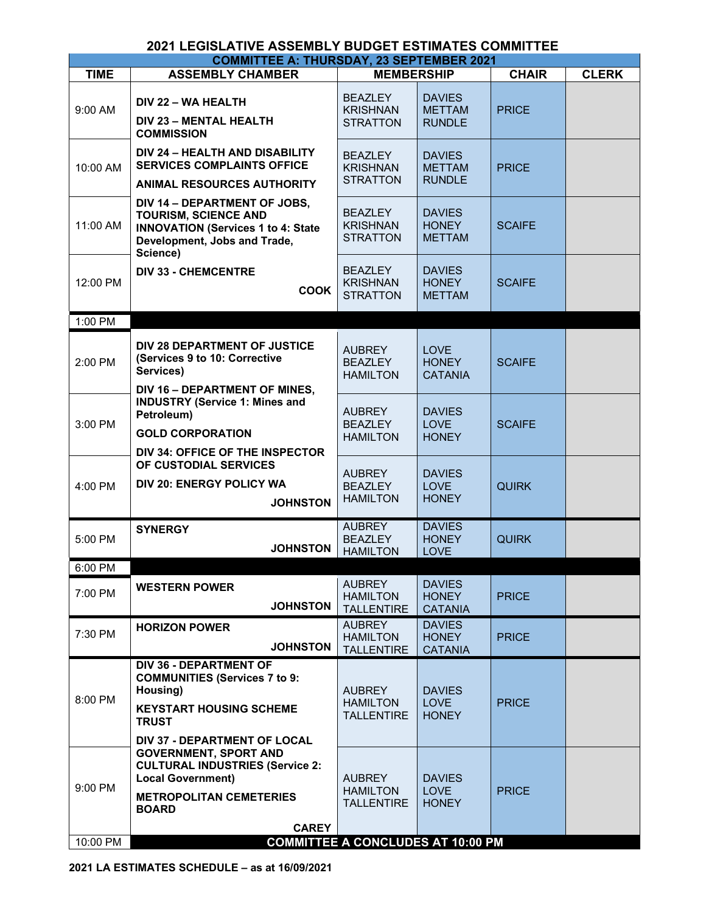# 2021 LEGISLATIVE ASSEMBLY BUDGET ESTIMATES COMMITTEE

## COMMITTEE A: THURSDAY, 23 SEPTEMBER 2021

| TIME | ASSEMBLY CHAMBER | MEMBERSHIP | | CHAIR | CLERK |
|---|---|---|---|---|---|
| 9:00 AM | **DIV 22 – WA HEALTH**<br>**DIV 23 – MENTAL HEALTH COMMISSION** | BEAZLEY<br>KRISHNAN<br>STRATTON | DAVIES<br>METTAM<br>RUNDLE | PRICE | |
| 10:00 AM | **DIV 24 – HEALTH AND DISABILITY SERVICES COMPLAINTS OFFICE**<br>**ANIMAL RESOURCES AUTHORITY** | BEAZLEY<br>KRISHNAN<br>STRATTON | DAVIES<br>METTAM<br>RUNDLE | PRICE | |
| 11:00 AM | **DIV 14 – DEPARTMENT OF JOBS, TOURISM, SCIENCE AND INNOVATION (Services 1 to 4: State Development, Jobs and Trade, Science)** | BEAZLEY<br>KRISHNAN<br>STRATTON | DAVIES<br>HONEY<br>METTAM | SCAIFE | |
| 12:00 PM | **DIV 33 - CHEMCENTRE**<br>**COOK** | BEAZLEY<br>KRISHNAN<br>STRATTON | DAVIES<br>HONEY<br>METTAM | SCAIFE | |
| 1:00 PM | | | | | |
| 2:00 PM | **DIV 28 DEPARTMENT OF JUSTICE (Services 9 to 10: Corrective Services)** | AUBREY<br>BEAZLEY<br>HAMILTON | LOVE<br>HONEY<br>CATANIA | SCAIFE | |
| 3:00 PM | **DIV 16 – DEPARTMENT OF MINES, INDUSTRY (Service 1: Mines and Petroleum)**<br>**GOLD CORPORATION** | AUBREY<br>BEAZLEY<br>HAMILTON | DAVIES<br>LOVE<br>HONEY | SCAIFE | |
| 4:00 PM | **DIV 34: OFFICE OF THE INSPECTOR OF CUSTODIAL SERVICES**<br>**DIV 20: ENERGY POLICY WA**<br>**JOHNSTON** | AUBREY<br>BEAZLEY<br>HAMILTON | DAVIES<br>LOVE<br>HONEY | QUIRK | |
| 5:00 PM | **SYNERGY**<br>**JOHNSTON** | AUBREY<br>BEAZLEY<br>HAMILTON | DAVIES<br>HONEY<br>LOVE | QUIRK | |
| 6:00 PM | | | | | |
| 7:00 PM | **WESTERN POWER**<br>**JOHNSTON** | AUBREY<br>HAMILTON<br>TALLENTIRE | DAVIES<br>HONEY<br>CATANIA | PRICE | |
| 7:30 PM | **HORIZON POWER**<br>**JOHNSTON** | AUBREY<br>HAMILTON<br>TALLENTIRE | DAVIES<br>HONEY<br>CATANIA | PRICE | |
| 8:00 PM | **DIV 36 - DEPARTMENT OF COMMUNITIES (Services 7 to 9: Housing)**<br>**KEYSTART HOUSING SCHEME TRUST** | AUBREY<br>HAMILTON<br>TALLENTIRE | DAVIES<br>LOVE<br>HONEY | PRICE | |
| 9:00 PM | **DIV 37 - DEPARTMENT OF LOCAL GOVERNMENT, SPORT AND CULTURAL INDUSTRIES (Service 2: Local Government)**<br>**METROPOLITAN CEMETERIES BOARD**<br>**CAREY** | AUBREY<br>HAMILTON<br>TALLENTIRE | DAVIES<br>LOVE<br>HONEY | PRICE | |
| 10:00 PM | **COMMITTEE A CONCLUDES AT 10:00 PM** | | | | |

**2021 LA ESTIMATES SCHEDULE – as at 16/09/2021**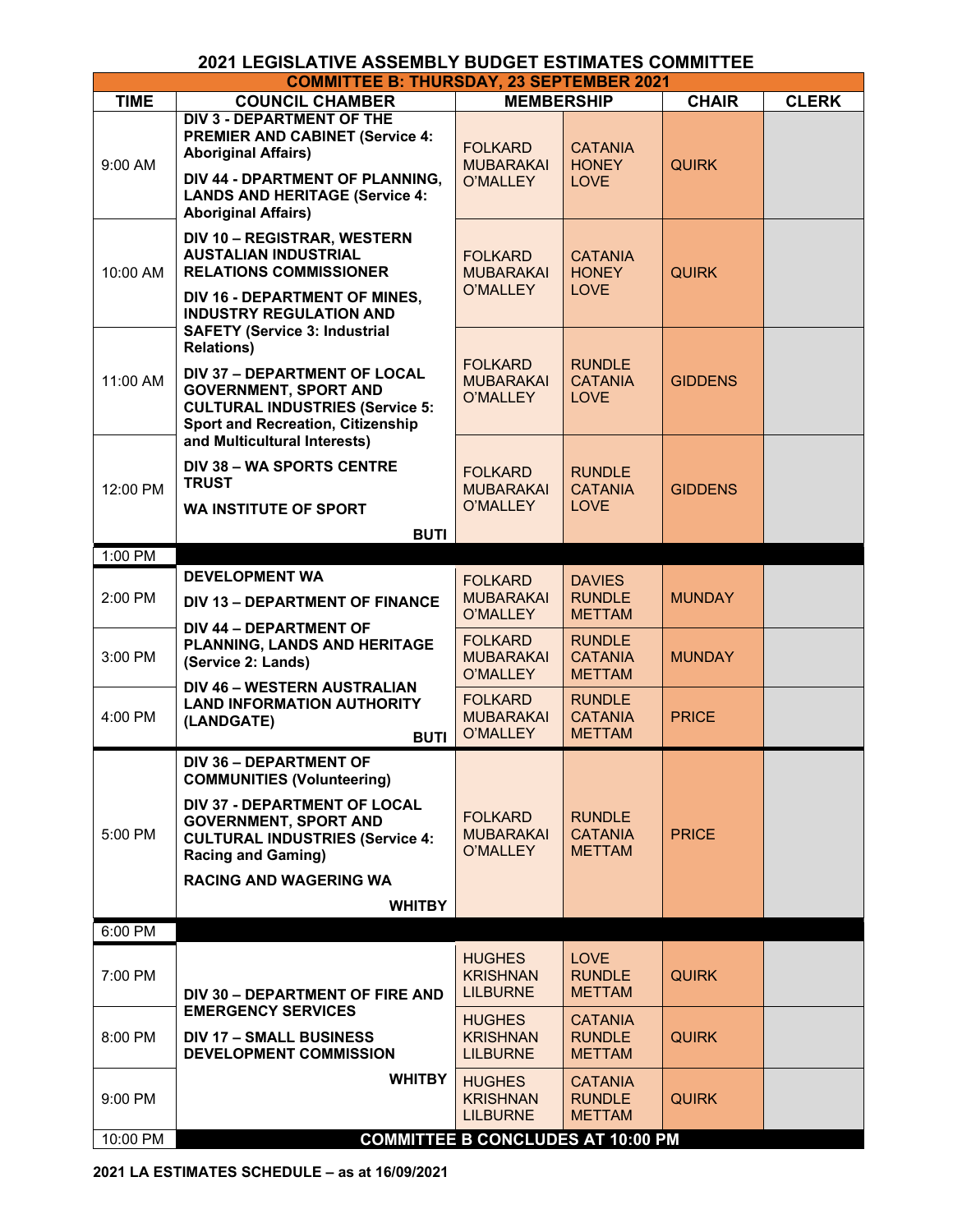# 2021 LEGISLATIVE ASSEMBLY BUDGET ESTIMATES COMMITTEE

## COMMITTEE B: THURSDAY, 23 SEPTEMBER 2021

| TIME | COUNCIL CHAMBER | MEMBERSHIP | | CHAIR | CLERK |
|---|---|---|---|---|---|
| 9:00 AM | **DIV 3 - DEPARTMENT OF THE PREMIER AND CABINET (Service 4: Aboriginal Affairs)**<br>**DIV 44 - DPARTMENT OF PLANNING, LANDS AND HERITAGE (Service 4: Aboriginal Affairs)** | FOLKARD<br>MUBARAKAI<br>O'MALLEY | CATANIA<br>HONEY<br>LOVE | QUIRK | |
| 10:00 AM | **DIV 10 – REGISTRAR, WESTERN AUSTRALIAN INDUSTRIAL RELATIONS COMMISSIONER**<br>**DIV 16 - DEPARTMENT OF MINES, INDUSTRY REGULATION AND SAFETY (Service 3: Industrial Relations)** | FOLKARD<br>MUBARAKAI<br>O'MALLEY | CATANIA<br>HONEY<br>LOVE | QUIRK | |
| 11:00 AM | **DIV 37 – DEPARTMENT OF LOCAL GOVERNMENT, SPORT AND CULTURAL INDUSTRIES (Service 5: Sport and Recreation, Citizenship and Multicultural Interests)** | FOLKARD<br>MUBARAKAI<br>O'MALLEY | RUNDLE<br>CATANIA<br>LOVE | GIDDENS | |
| 12:00 PM | **DIV 38 – WA SPORTS CENTRE TRUST**<br>**WA INSTITUTE OF SPORT**<br>**BUTI** | FOLKARD<br>MUBARAKAI<br>O'MALLEY | RUNDLE<br>CATANIA<br>LOVE | GIDDENS | |
| 1:00 PM | | | | | |
| 2:00 PM | **DEVELOPMENT WA**<br>**DIV 13 – DEPARTMENT OF FINANCE** | FOLKARD<br>MUBARAKAI<br>O'MALLEY | DAVIES<br>RUNDLE<br>METTAM | MUNDAY | |
| 3:00 PM | **DIV 44 – DEPARTMENT OF PLANNING, LANDS AND HERITAGE (Service 2: Lands)** | FOLKARD<br>MUBARAKAI<br>O'MALLEY | RUNDLE<br>CATANIA<br>METTAM | MUNDAY | |
| 4:00 PM | **DIV 46 – WESTERN AUSTRALIAN LAND INFORMATION AUTHORITY (LANDGATE)**<br>**BUTI** | FOLKARD<br>MUBARAKAI<br>O'MALLEY | RUNDLE<br>CATANIA<br>METTAM | PRICE | |
| 5:00 PM | **DIV 36 – DEPARTMENT OF COMMUNITIES (Volunteering)**<br>**DIV 37 - DEPARTMENT OF LOCAL GOVERNMENT, SPORT AND CULTURAL INDUSTRIES (Service 4: Racing and Gaming)**<br>**RACING AND WAGERING WA**<br>**WHITBY** | FOLKARD<br>MUBARAKAI<br>O'MALLEY | RUNDLE<br>CATANIA<br>METTAM | PRICE | |
| 6:00 PM | | | | | |
| 7:00 PM | **DIV 30 – DEPARTMENT OF FIRE AND EMERGENCY SERVICES** | HUGHES<br>KRISHNAN<br>LILBURNE | LOVE<br>RUNDLE<br>METTAM | QUIRK | |
| 8:00 PM | **DIV 17 – SMALL BUSINESS DEVELOPMENT COMMISSION** | HUGHES<br>KRISHNAN<br>LILBURNE | CATANIA<br>RUNDLE<br>METTAM | QUIRK | |
| 9:00 PM | **WHITBY** | HUGHES<br>KRISHNAN<br>LILBURNE | CATANIA<br>RUNDLE<br>METTAM | QUIRK | |
| 10:00 PM | **COMMITTEE B CONCLUDES AT 10:00 PM** | | | | |

**2021 LA ESTIMATES SCHEDULE – as at 16/09/2021**